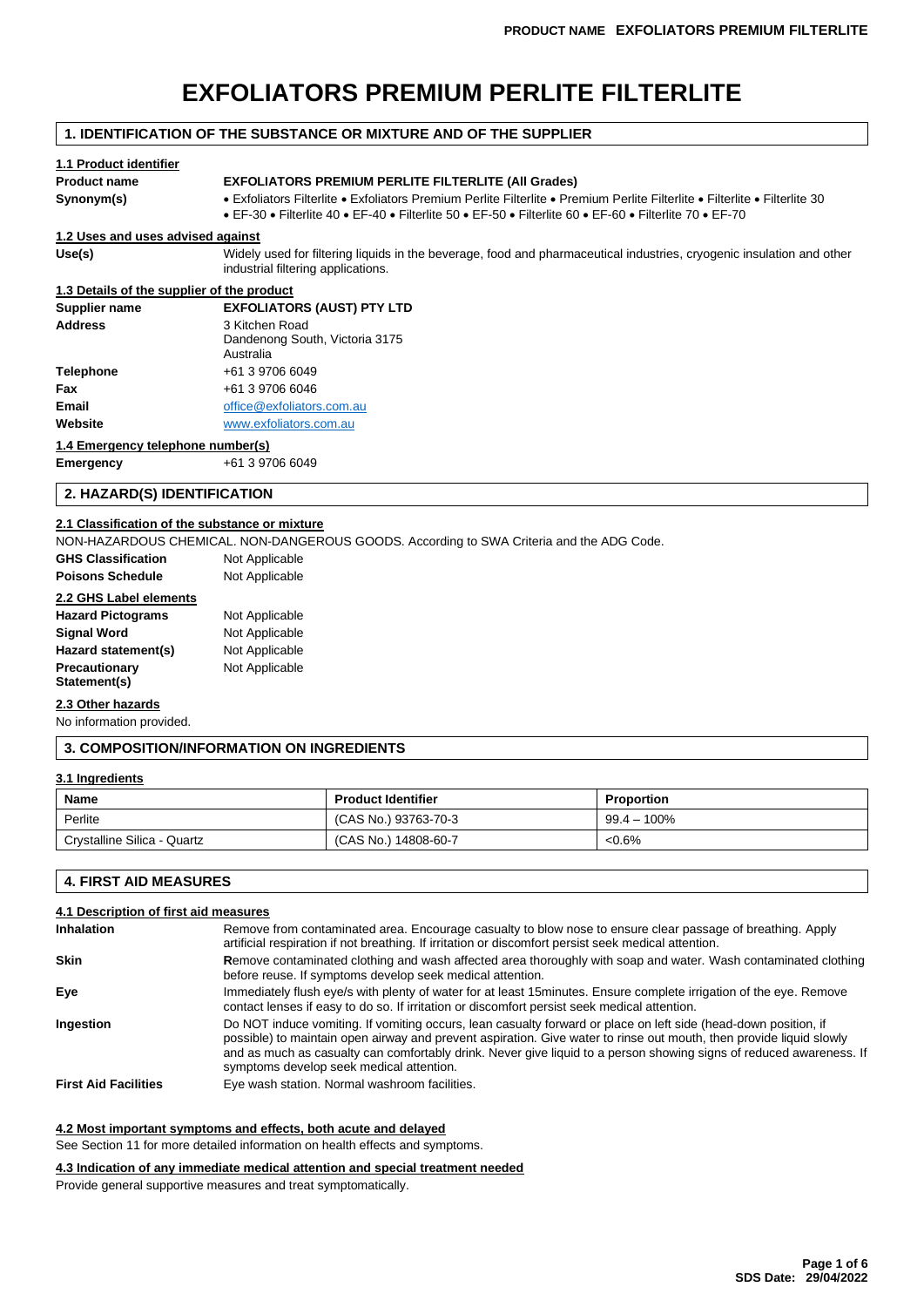# EXFOLIATORS PREMIUM PERLITE FILTERLITE

## 1. IDENTIFICATION OF THE SUBSTANCE OR MIXTURE AND OF THE SUPPLIER

### 1.1 Product identifier

**Product name** **EXFOLIATORS PREMIUM PERLITE FILTERLITE (All Grades)**

**Synonym(s)** • Exfoliators Filterlite • Exfoliators Premium Perlite Filterlite • Premium Perlite Filterlite • Filterlite • Filterlite 30 • EF-30 • Filterlite 40 • EF-40 • Filterlite 50 • EF-50 • Filterlite 60 • EF-60 • Filterlite 70 • EF-70

### 1.2 Uses and uses advised against

**Use(s)** Widely used for filtering liquids in the beverage, food and pharmaceutical industries, cryogenic insulation and other industrial filtering applications.

### 1.3 Details of the supplier of the product

**Supplier name** **EXFOLIATORS (AUST) PTY LTD**

**Address** 3 Kitchen Road
Dandenong South, Victoria 3175
Australia

**Telephone** +61 3 9706 6049

**Fax** +61 3 9706 6046

**Email** office@exfoliators.com.au

**Website** www.exfoliators.com.au

### 1.4 Emergency telephone number(s)

**Emergency** +61 3 9706 6049

## 2. HAZARD(S) IDENTIFICATION

### 2.1 Classification of the substance or mixture

NON-HAZARDOUS CHEMICAL. NON-DANGEROUS GOODS. According to SWA Criteria and the ADG Code.

**GHS Classification** Not Applicable

**Poisons Schedule** Not Applicable

### 2.2 GHS Label elements

**Hazard Pictograms** Not Applicable

**Signal Word** Not Applicable

**Hazard statement(s)** Not Applicable

**Precautionary Statement(s)** Not Applicable

### 2.3 Other hazards

No information provided.

## 3. COMPOSITION/INFORMATION ON INGREDIENTS

### 3.1 Ingredients

| Name | Product Identifier | Proportion |
|---|---|---|
| Perlite | (CAS No.) 93763-70-3 | 99.4 – 100% |
| Crystalline Silica - Quartz | (CAS No.) 14808-60-7 | <0.6% |

## 4. FIRST AID MEASURES

### 4.1 Description of first aid measures

**Inhalation** Remove from contaminated area. Encourage casualty to blow nose to ensure clear passage of breathing. Apply artificial respiration if not breathing. If irritation or discomfort persist seek medical attention.

**Skin** Remove contaminated clothing and wash affected area thoroughly with soap and water. Wash contaminated clothing before reuse. If symptoms develop seek medical attention.

**Eye** Immediately flush eye/s with plenty of water for at least 15minutes. Ensure complete irrigation of the eye. Remove contact lenses if easy to do so. If irritation or discomfort persist seek medical attention.

**Ingestion** Do NOT induce vomiting. If vomiting occurs, lean casualty forward or place on left side (head-down position, if possible) to maintain open airway and prevent aspiration. Give water to rinse out mouth, then provide liquid slowly and as much as casualty can comfortably drink. Never give liquid to a person showing signs of reduced awareness. If symptoms develop seek medical attention.

**First Aid Facilities** Eye wash station. Normal washroom facilities.

### 4.2 Most important symptoms and effects, both acute and delayed

See Section 11 for more detailed information on health effects and symptoms.

### 4.3 Indication of any immediate medical attention and special treatment needed

Provide general supportive measures and treat symptomatically.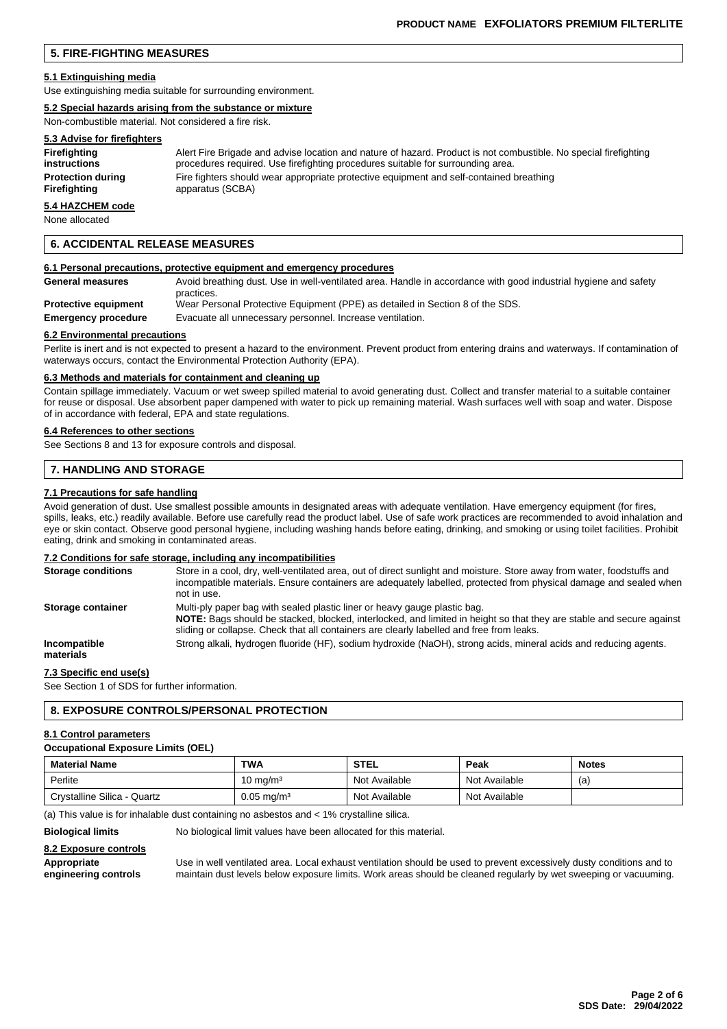## 5. FIRE-FIGHTING MEASURES

### 5.1 Extinguishing media

Use extinguishing media suitable for surrounding environment.

### 5.2 Special hazards arising from the substance or mixture

Non-combustible material. Not considered a fire risk.

### 5.3 Advise for firefighters

**Firefighting instructions** Alert Fire Brigade and advise location and nature of hazard. Product is not combustible. No special firefighting procedures required. Use firefighting procedures suitable for surrounding area.

**Protection during Firefighting** Fire fighters should wear appropriate protective equipment and self-contained breathing apparatus (SCBA)

### 5.4 HAZCHEM code

None allocated

## 6. ACCIDENTAL RELEASE MEASURES

### 6.1 Personal precautions, protective equipment and emergency procedures

**General measures** Avoid breathing dust. Use in well-ventilated area. Handle in accordance with good industrial hygiene and safety practices.

**Protective equipment** Wear Personal Protective Equipment (PPE) as detailed in Section 8 of the SDS.

**Emergency procedure** Evacuate all unnecessary personnel. Increase ventilation.

### 6.2 Environmental precautions

Perlite is inert and is not expected to present a hazard to the environment. Prevent product from entering drains and waterways. If contamination of waterways occurs, contact the Environmental Protection Authority (EPA).

### 6.3 Methods and materials for containment and cleaning up

Contain spillage immediately. Vacuum or wet sweep spilled material to avoid generating dust. Collect and transfer material to a suitable container for reuse or disposal. Use absorbent paper dampened with water to pick up remaining material. Wash surfaces well with soap and water. Dispose of in accordance with federal, EPA and state regulations.

### 6.4 References to other sections

See Sections 8 and 13 for exposure controls and disposal.

## 7. HANDLING AND STORAGE

### 7.1 Precautions for safe handling

Avoid generation of dust. Use smallest possible amounts in designated areas with adequate ventilation. Have emergency equipment (for fires, spills, leaks, etc.) readily available. Before use carefully read the product label. Use of safe work practices are recommended to avoid inhalation and eye or skin contact. Observe good personal hygiene, including washing hands before eating, drinking, and smoking or using toilet facilities. Prohibit eating, drink and smoking in contaminated areas.

### 7.2 Conditions for safe storage, including any incompatibilities

**Storage conditions** Store in a cool, dry, well-ventilated area, out of direct sunlight and moisture. Store away from water, foodstuffs and incompatible materials. Ensure containers are adequately labelled, protected from physical damage and sealed when not in use.

**Storage container** Multi-ply paper bag with sealed plastic liner or heavy gauge plastic bag.
**NOTE:** Bags should be stacked, blocked, interlocked, and limited in height so that they are stable and secure against sliding or collapse. Check that all containers are clearly labelled and free from leaks.

**Incompatible materials** Strong alkali, **h**ydrogen fluoride (HF), sodium hydroxide (NaOH), strong acids, mineral acids and reducing agents.

### 7.3 Specific end use(s)

See Section 1 of SDS for further information.

## 8. EXPOSURE CONTROLS/PERSONAL PROTECTION

### 8.1 Control parameters

**Occupational Exposure Limits (OEL)**

| Material Name | TWA | STEL | Peak | Notes |
|---|---|---|---|---|
| Perlite | 10 mg/m³ | Not Available | Not Available | (a) |
| Crystalline Silica - Quartz | 0.05 mg/m³ | Not Available | Not Available | |

(a) This value is for inhalable dust containing no asbestos and < 1% crystalline silica.

**Biological limits** No biological limit values have been allocated for this material.

### 8.2 Exposure controls

**Appropriate engineering controls** Use in well ventilated area. Local exhaust ventilation should be used to prevent excessively dusty conditions and to maintain dust levels below exposure limits. Work areas should be cleaned regularly by wet sweeping or vacuuming.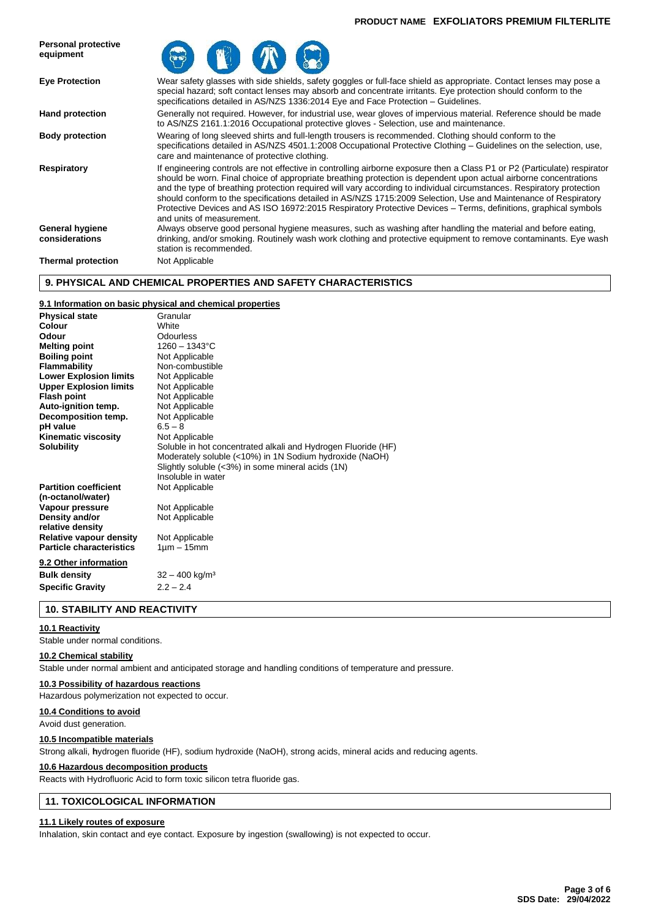| | |
|---|---|
| **Personal protective equipment** | |
| **Eye Protection** | Wear safety glasses with side shields, safety goggles or full-face shield as appropriate. Contact lenses may pose a special hazard; soft contact lenses may absorb and concentrate irritants. Eye protection should conform to the specifications detailed in AS/NZS 1336:2014 Eye and Face Protection – Guidelines. |
| **Hand protection** | Generally not required. However, for industrial use, wear gloves of impervious material. Reference should be made to AS/NZS 2161.1:2016 Occupational protective gloves - Selection, use and maintenance. |
| **Body protection** | Wearing of long sleeved shirts and full-length trousers is recommended. Clothing should conform to the specifications detailed in AS/NZS 4501.1:2008 Occupational Protective Clothing – Guidelines on the selection, use, care and maintenance of protective clothing. |
| **Respiratory** | If engineering controls are not effective in controlling airborne exposure then a Class P1 or P2 (Particulate) respirator should be worn. Final choice of appropriate breathing protection is dependent upon actual airborne concentrations and the type of breathing protection required will vary according to individual circumstances. Respiratory protection should conform to the specifications detailed in AS/NZS 1715:2009 Selection, Use and Maintenance of Respiratory Protective Devices and AS ISO 16972:2015 Respiratory Protective Devices – Terms, definitions, graphical symbols and units of measurement. |
| **General hygiene considerations** | Always observe good personal hygiene measures, such as washing after handling the material and before eating, drinking, and/or smoking. Routinely wash work clothing and protective equipment to remove contaminants. Eye wash station is recommended. |
| **Thermal protection** | Not Applicable |

## 9. PHYSICAL AND CHEMICAL PROPERTIES AND SAFETY CHARACTERISTICS

### 9.1 Information on basic physical and chemical properties

| | |
|---|---|
| **Physical state** | Granular |
| **Colour** | White |
| **Odour** | Odourless |
| **Melting point** | 1260 – 1343°C |
| **Boiling point** | Not Applicable |
| **Flammability** | Non-combustible |
| **Lower Explosion limits** | Not Applicable |
| **Upper Explosion limits** | Not Applicable |
| **Flash point** | Not Applicable |
| **Auto-ignition temp.** | Not Applicable |
| **Decomposition temp.** | Not Applicable |
| **pH value** | 6.5 – 8 |
| **Kinematic viscosity** | Not Applicable |
| **Solubility** | Soluble in hot concentrated alkali and Hydrogen Fluoride (HF)<br>Moderately soluble (<10%) in 1N Sodium hydroxide (NaOH)<br>Slightly soluble (<3%) in some mineral acids (1N)<br>Insoluble in water |
| **Partition coefficient (n-octanol/water)** | Not Applicable |
| **Vapour pressure** | Not Applicable |
| **Density and/or relative density** | Not Applicable |
| **Relative vapour density** | Not Applicable |
| **Particle characteristics** | 1µm – 15mm |

### 9.2 Other information

| | |
|---|---|
| **Bulk density** | 32 – 400 kg/m³ |
| **Specific Gravity** | 2.2 – 2.4 |

## 10. STABILITY AND REACTIVITY

### 10.1 Reactivity

Stable under normal conditions.

### 10.2 Chemical stability

Stable under normal ambient and anticipated storage and handling conditions of temperature and pressure.

### 10.3 Possibility of hazardous reactions

Hazardous polymerization not expected to occur.

### 10.4 Conditions to avoid

Avoid dust generation.

### 10.5 Incompatible materials

Strong alkali, **h**ydrogen fluoride (HF), sodium hydroxide (NaOH), strong acids, mineral acids and reducing agents.

### 10.6 Hazardous decomposition products

Reacts with Hydrofluoric Acid to form toxic silicon tetra fluoride gas.

## 11. TOXICOLOGICAL INFORMATION

### 11.1 Likely routes of exposure

Inhalation, skin contact and eye contact. Exposure by ingestion (swallowing) is not expected to occur.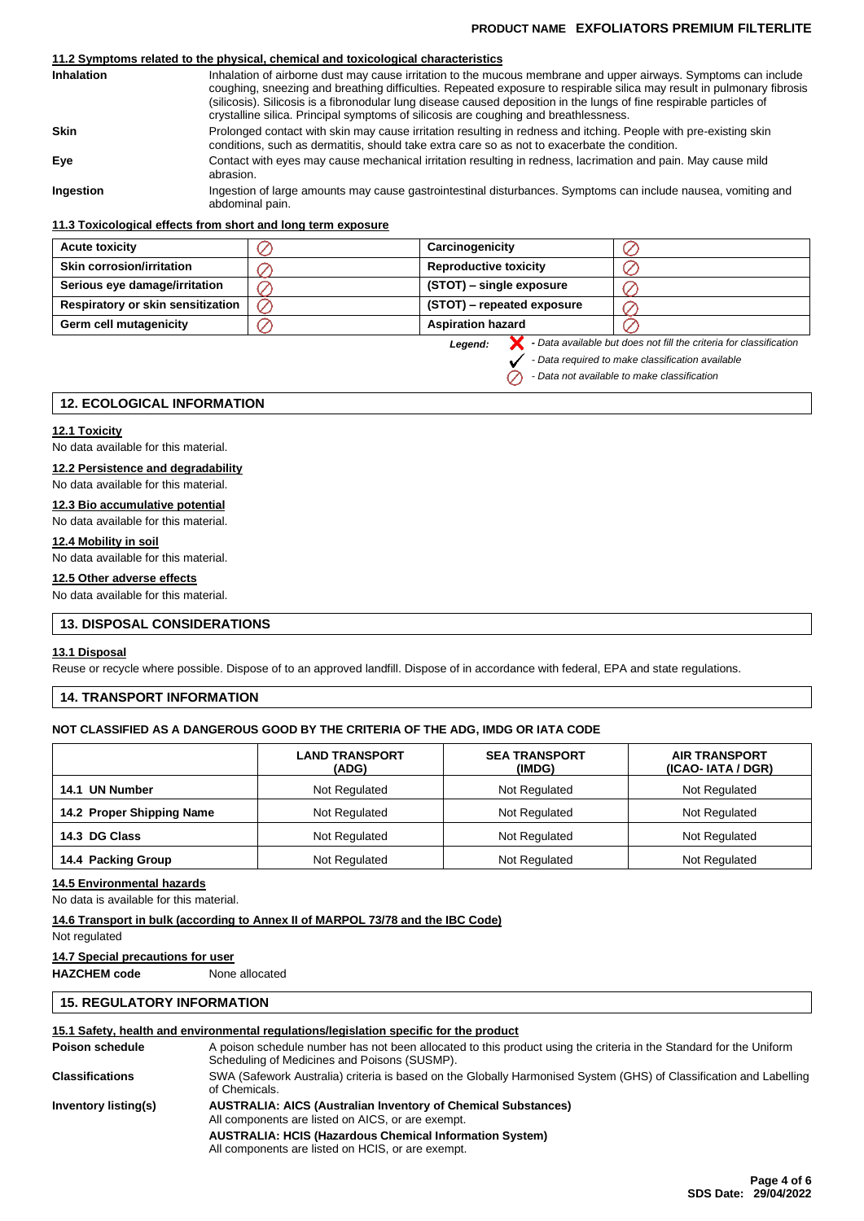#### 11.2 Symptoms related to the physical, chemical and toxicological characteristics

**Inhalation** Inhalation of airborne dust may cause irritation to the mucous membrane and upper airways. Symptoms can include coughing, sneezing and breathing difficulties. Repeated exposure to respirable silica may result in pulmonary fibrosis (silicosis). Silicosis is a fibronodular lung disease caused deposition in the lungs of fine respirable particles of crystalline silica. Principal symptoms of silicosis are coughing and breathlessness.

**Skin** Prolonged contact with skin may cause irritation resulting in redness and itching. People with pre-existing skin conditions, such as dermatitis, should take extra care so as not to exacerbate the condition.

**Eye** Contact with eyes may cause mechanical irritation resulting in redness, lacrimation and pain. May cause mild abrasion.

**Ingestion** Ingestion of large amounts may cause gastrointestinal disturbances. Symptoms can include nausea, vomiting and abdominal pain.

#### 11.3 Toxicological effects from short and long term exposure

| | | | |
|---|---|---|---|
| **Acute toxicity** | ⊘ | **Carcinogenicity** | ⊘ |
| **Skin corrosion/irritation** | ⊘ | **Reproductive toxicity** | ⊘ |
| **Serious eye damage/irritation** | ⊘ | **(STOT) – single exposure** | ⊘ |
| **Respiratory or skin sensitization** | ⊘ | **(STOT) – repeated exposure** | ⊘ |
| **Germ cell mutagenicity** | ⊘ | **Aspiration hazard** | ⊘ |

*Legend:*
✗ *- Data available but does not fill the criteria for classification*
✓ *- Data required to make classification available*
⊘ *- Data not available to make classification*

## 12. ECOLOGICAL INFORMATION

#### 12.1 Toxicity
No data available for this material.

#### 12.2 Persistence and degradability
No data available for this material.

#### 12.3 Bio accumulative potential
No data available for this material.

#### 12.4 Mobility in soil
No data available for this material.

#### 12.5 Other adverse effects
No data available for this material.

## 13. DISPOSAL CONSIDERATIONS

#### 13.1 Disposal
Reuse or recycle where possible. Dispose of to an approved landfill. Dispose of in accordance with federal, EPA and state regulations.

## 14. TRANSPORT INFORMATION

**NOT CLASSIFIED AS A DANGEROUS GOOD BY THE CRITERIA OF THE ADG, IMDG OR IATA CODE**

| | LAND TRANSPORT (ADG) | SEA TRANSPORT (IMDG) | AIR TRANSPORT (ICAO- IATA / DGR) |
|---|---|---|---|
| **14.1 UN Number** | Not Regulated | Not Regulated | Not Regulated |
| **14.2 Proper Shipping Name** | Not Regulated | Not Regulated | Not Regulated |
| **14.3 DG Class** | Not Regulated | Not Regulated | Not Regulated |
| **14.4 Packing Group** | Not Regulated | Not Regulated | Not Regulated |

#### 14.5 Environmental hazards
No data is available for this material.

#### 14.6 Transport in bulk (according to Annex II of MARPOL 73/78 and the IBC Code)
Not regulated

#### 14.7 Special precautions for user
**HAZCHEM code** None allocated

## 15. REGULATORY INFORMATION

#### 15.1 Safety, health and environmental regulations/legislation specific for the product

**Poison schedule** A poison schedule number has not been allocated to this product using the criteria in the Standard for the Uniform Scheduling of Medicines and Poisons (SUSMP).

**Classifications** SWA (Safework Australia) criteria is based on the Globally Harmonised System (GHS) of Classification and Labelling of Chemicals.

**Inventory listing(s)**
**AUSTRALIA: AICS (Australian Inventory of Chemical Substances)**
All components are listed on AICS, or are exempt.
**AUSTRALIA: HCIS (Hazardous Chemical Information System)**
All components are listed on HCIS, or are exempt.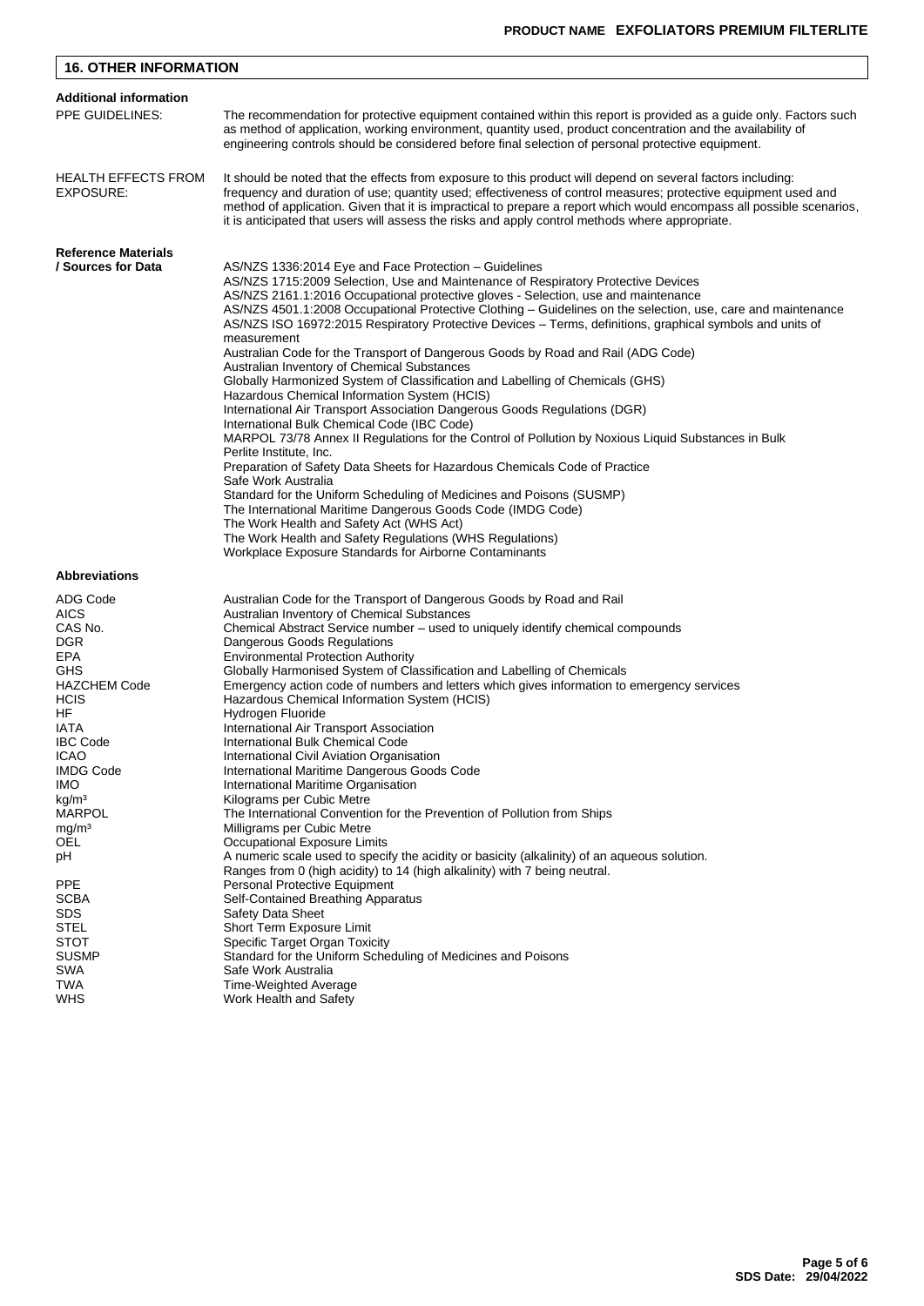## 16. OTHER INFORMATION

### Additional information

**PPE GUIDELINES:** The recommendation for protective equipment contained within this report is provided as a guide only. Factors such as method of application, working environment, quantity used, product concentration and the availability of engineering controls should be considered before final selection of personal protective equipment.

**HEALTH EFFECTS FROM EXPOSURE:** It should be noted that the effects from exposure to this product will depend on several factors including: frequency and duration of use; quantity used; effectiveness of control measures; protective equipment used and method of application. Given that it is impractical to prepare a report which would encompass all possible scenarios, it is anticipated that users will assess the risks and apply control methods where appropriate.

### Reference Materials / Sources for Data

- AS/NZS 1336:2014 Eye and Face Protection – Guidelines
- AS/NZS 1715:2009 Selection, Use and Maintenance of Respiratory Protective Devices
- AS/NZS 2161.1:2016 Occupational protective gloves - Selection, use and maintenance
- AS/NZS 4501.1:2008 Occupational Protective Clothing – Guidelines on the selection, use, care and maintenance
- AS/NZS ISO 16972:2015 Respiratory Protective Devices – Terms, definitions, graphical symbols and units of measurement
- Australian Code for the Transport of Dangerous Goods by Road and Rail (ADG Code)
- Australian Inventory of Chemical Substances
- Globally Harmonized System of Classification and Labelling of Chemicals (GHS)
- Hazardous Chemical Information System (HCIS)
- International Air Transport Association Dangerous Goods Regulations (DGR)
- International Bulk Chemical Code (IBC Code)
- MARPOL 73/78 Annex II Regulations for the Control of Pollution by Noxious Liquid Substances in Bulk
- Perlite Institute, Inc.
- Preparation of Safety Data Sheets for Hazardous Chemicals Code of Practice
- Safe Work Australia
- Standard for the Uniform Scheduling of Medicines and Poisons (SUSMP)
- The International Maritime Dangerous Goods Code (IMDG Code)
- The Work Health and Safety Act (WHS Act)
- The Work Health and Safety Regulations (WHS Regulations)
- Workplace Exposure Standards for Airborne Contaminants

### Abbreviations

| Abbreviation | Meaning |
|---|---|
| ADG Code | Australian Code for the Transport of Dangerous Goods by Road and Rail |
| AICS | Australian Inventory of Chemical Substances |
| CAS No. | Chemical Abstract Service number – used to uniquely identify chemical compounds |
| DGR | Dangerous Goods Regulations |
| EPA | Environmental Protection Authority |
| GHS | Globally Harmonised System of Classification and Labelling of Chemicals |
| HAZCHEM Code | Emergency action code of numbers and letters which gives information to emergency services |
| HCIS | Hazardous Chemical Information System (HCIS) |
| HF | Hydrogen Fluoride |
| IATA | International Air Transport Association |
| IBC Code | International Bulk Chemical Code |
| ICAO | International Civil Aviation Organisation |
| IMDG Code | International Maritime Dangerous Goods Code |
| IMO | International Maritime Organisation |
| $kg/m^3$ | Kilograms per Cubic Metre |
| MARPOL | The International Convention for the Prevention of Pollution from Ships |
| $mg/m^3$ | Milligrams per Cubic Metre |
| OEL | Occupational Exposure Limits |
| pH | A numeric scale used to specify the acidity or basicity (alkalinity) of an aqueous solution. Ranges from 0 (high acidity) to 14 (high alkalinity) with 7 being neutral. |
| PPE | Personal Protective Equipment |
| SCBA | Self-Contained Breathing Apparatus |
| SDS | Safety Data Sheet |
| STEL | Short Term Exposure Limit |
| STOT | Specific Target Organ Toxicity |
| SUSMP | Standard for the Uniform Scheduling of Medicines and Poisons |
| SWA | Safe Work Australia |
| TWA | Time-Weighted Average |
| WHS | Work Health and Safety |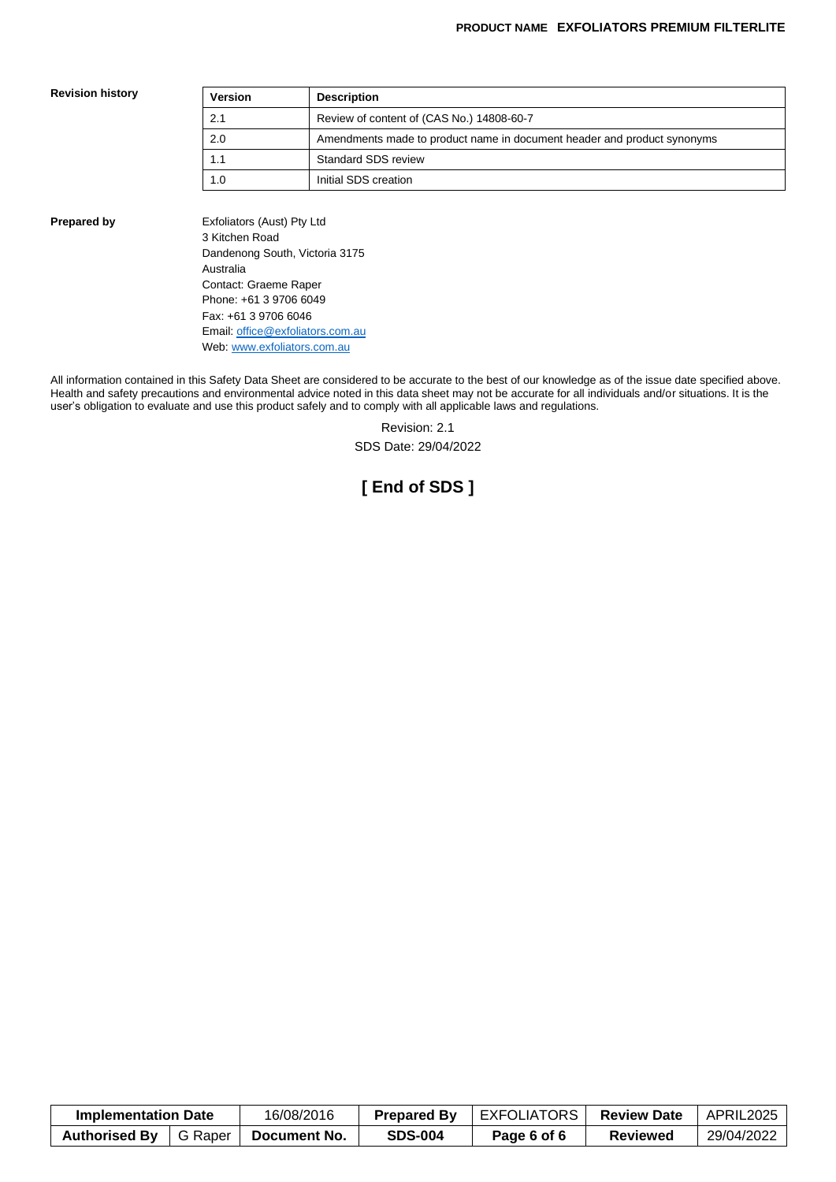**Revision history**

| Version | Description |
|---|---|
| 2.1 | Review of content of (CAS No.) 14808-60-7 |
| 2.0 | Amendments made to product name in document header and product synonyms |
| 1.1 | Standard SDS review |
| 1.0 | Initial SDS creation |

**Prepared by**

Exfoliators (Aust) Pty Ltd
3 Kitchen Road
Dandenong South, Victoria 3175
Australia
Contact: Graeme Raper
Phone: +61 3 9706 6049
Fax: +61 3 9706 6046
Email: office@exfoliators.com.au
Web: www.exfoliators.com.au

All information contained in this Safety Data Sheet are considered to be accurate to the best of our knowledge as of the issue date specified above. Health and safety precautions and environmental advice noted in this data sheet may not be accurate for all individuals and/or situations. It is the user's obligation to evaluate and use this product safely and to comply with all applicable laws and regulations.

Revision: 2.1

SDS Date: 29/04/2022

## [ End of SDS ]